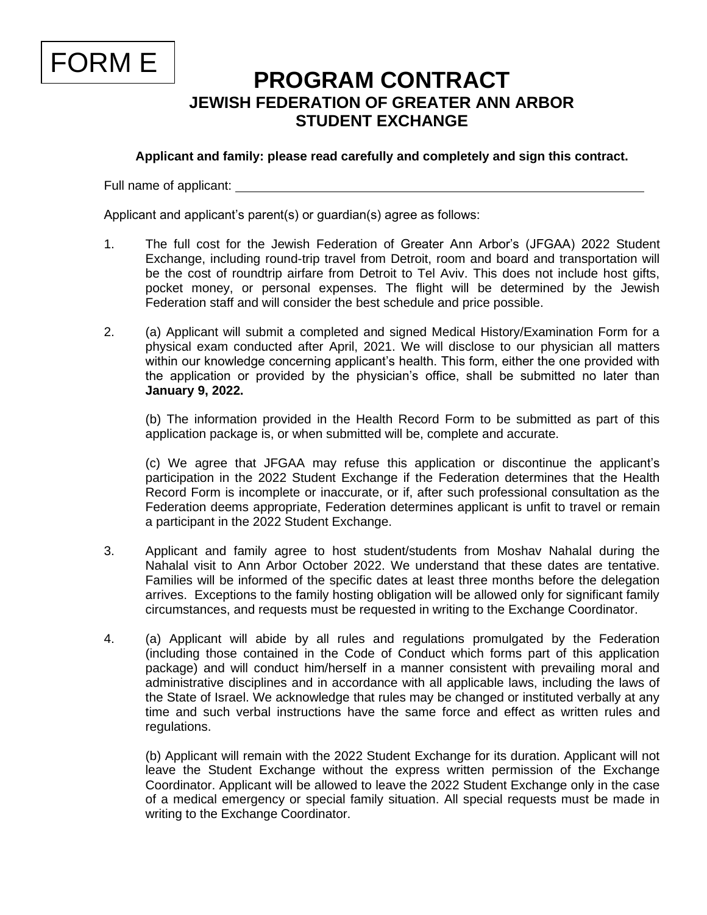FORM E

# PROGRAM CONTRACT

## JEWISH FEDERATION OF GREATER ANN ARBOR STUDENT EXCHANGE

**Applicant and family: please read carefully and completely and sign this contract.**

Full name of applicant: ____________________________________________

Applicant and applicant's parent(s) or guardian(s) agree as follows:

1. The full cost for the Jewish Federation of Greater Ann Arbor's (JFGAA) 2022 Student Exchange, including round-trip travel from Detroit, room and board and transportation will be the cost of roundtrip airfare from Detroit to Tel Aviv. This does not include host gifts, pocket money, or personal expenses. The flight will be determined by the Jewish Federation staff and will consider the best schedule and price possible.

2. (a) Applicant will submit a completed and signed Medical History/Examination Form for a physical exam conducted after April, 2021. We will disclose to our physician all matters within our knowledge concerning applicant's health. This form, either the one provided with the application or provided by the physician's office, shall be submitted no later than **January 9, 2022.**

   (b) The information provided in the Health Record Form to be submitted as part of this application package is, or when submitted will be, complete and accurate.

   (c) We agree that JFGAA may refuse this application or discontinue the applicant's participation in the 2022 Student Exchange if the Federation determines that the Health Record Form is incomplete or inaccurate, or if, after such professional consultation as the Federation deems appropriate, Federation determines applicant is unfit to travel or remain a participant in the 2022 Student Exchange.

3. Applicant and family agree to host student/students from Moshav Nahalal during the Nahalal visit to Ann Arbor October 2022. We understand that these dates are tentative. Families will be informed of the specific dates at least three months before the delegation arrives. Exceptions to the family hosting obligation will be allowed only for significant family circumstances, and requests must be requested in writing to the Exchange Coordinator.

4. (a) Applicant will abide by all rules and regulations promulgated by the Federation (including those contained in the Code of Conduct which forms part of this application package) and will conduct him/herself in a manner consistent with prevailing moral and administrative disciplines and in accordance with all applicable laws, including the laws of the State of Israel. We acknowledge that rules may be changed or instituted verbally at any time and such verbal instructions have the same force and effect as written rules and regulations.

   (b) Applicant will remain with the 2022 Student Exchange for its duration. Applicant will not leave the Student Exchange without the express written permission of the Exchange Coordinator. Applicant will be allowed to leave the 2022 Student Exchange only in the case of a medical emergency or special family situation. All special requests must be made in writing to the Exchange Coordinator.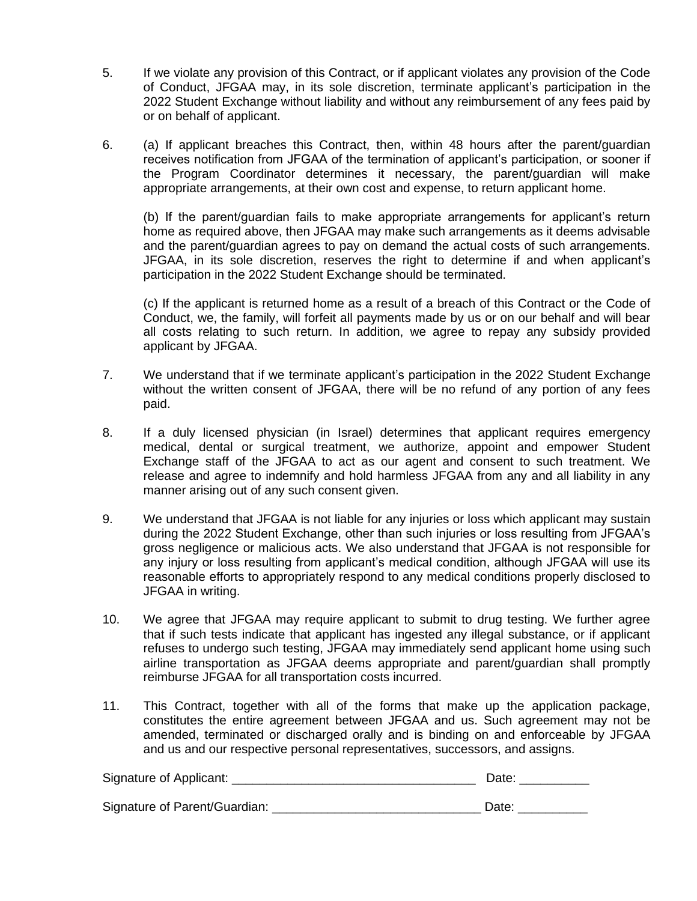5. If we violate any provision of this Contract, or if applicant violates any provision of the Code of Conduct, JFGAA may, in its sole discretion, terminate applicant's participation in the 2022 Student Exchange without liability and without any reimbursement of any fees paid by or on behalf of applicant.

6. (a) If applicant breaches this Contract, then, within 48 hours after the parent/guardian receives notification from JFGAA of the termination of applicant's participation, or sooner if the Program Coordinator determines it necessary, the parent/guardian will make appropriate arrangements, at their own cost and expense, to return applicant home.

   (b) If the parent/guardian fails to make appropriate arrangements for applicant's return home as required above, then JFGAA may make such arrangements as it deems advisable and the parent/guardian agrees to pay on demand the actual costs of such arrangements. JFGAA, in its sole discretion, reserves the right to determine if and when applicant's participation in the 2022 Student Exchange should be terminated.

   (c) If the applicant is returned home as a result of a breach of this Contract or the Code of Conduct, we, the family, will forfeit all payments made by us or on our behalf and will bear all costs relating to such return. In addition, we agree to repay any subsidy provided applicant by JFGAA.

7. We understand that if we terminate applicant's participation in the 2022 Student Exchange without the written consent of JFGAA, there will be no refund of any portion of any fees paid.

8. If a duly licensed physician (in Israel) determines that applicant requires emergency medical, dental or surgical treatment, we authorize, appoint and empower Student Exchange staff of the JFGAA to act as our agent and consent to such treatment. We release and agree to indemnify and hold harmless JFGAA from any and all liability in any manner arising out of any such consent given.

9. We understand that JFGAA is not liable for any injuries or loss which applicant may sustain during the 2022 Student Exchange, other than such injuries or loss resulting from JFGAA's gross negligence or malicious acts. We also understand that JFGAA is not responsible for any injury or loss resulting from applicant's medical condition, although JFGAA will use its reasonable efforts to appropriately respond to any medical conditions properly disclosed to JFGAA in writing.

10. We agree that JFGAA may require applicant to submit to drug testing. We further agree that if such tests indicate that applicant has ingested any illegal substance, or if applicant refuses to undergo such testing, JFGAA may immediately send applicant home using such airline transportation as JFGAA deems appropriate and parent/guardian shall promptly reimburse JFGAA for all transportation costs incurred.

11. This Contract, together with all of the forms that make up the application package, constitutes the entire agreement between JFGAA and us. Such agreement may not be amended, terminated or discharged orally and is binding on and enforceable by JFGAA and us and our respective personal representatives, successors, and assigns.

Signature of Applicant: ___________________________________ Date: __________

Signature of Parent/Guardian: ______________________________ Date: __________